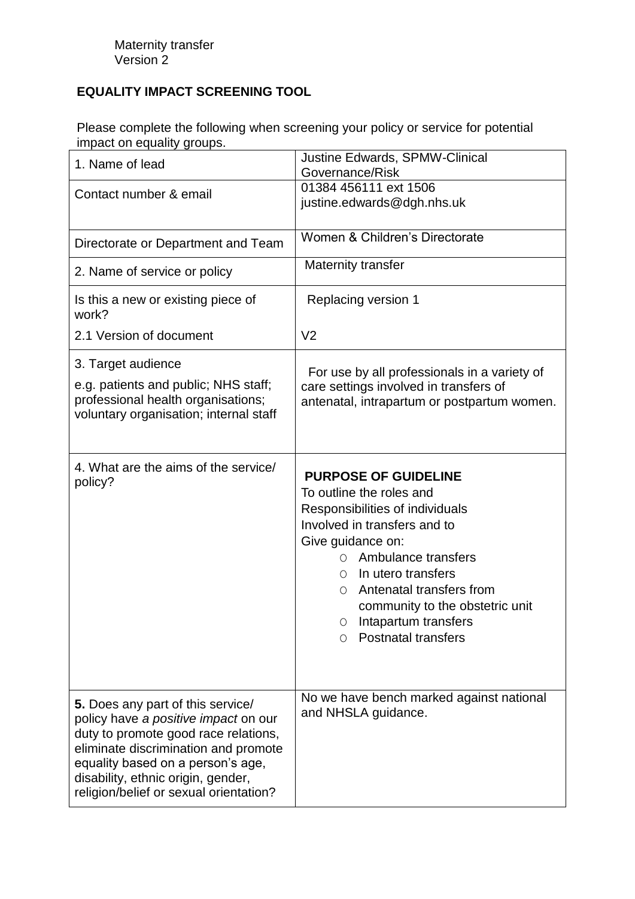Maternity transfer
Version 2

**EQUALITY IMPACT SCREENING TOOL**

Please complete the following when screening your policy or service for potential impact on equality groups.

| | |
|---|---|
| 1. Name of lead | Justine Edwards, SPMW-Clinical Governance/Risk |
| Contact number & email | 01384 456111 ext 1506<br>justine.edwards@dgh.nhs.uk |
| Directorate or Department and Team | Women & Children's Directorate |
| 2. Name of service or policy | Maternity transfer |
| Is this a new or existing piece of work?<br>2.1 Version of document | Replacing version 1<br>V2 |
| 3. Target audience<br>e.g. patients and public; NHS staff; professional health organisations; voluntary organisation; internal staff | For use by all professionals in a variety of care settings involved in transfers of antenatal, intrapartum or postpartum women. |
| 4. What are the aims of the service/ policy? | **PURPOSE OF GUIDELINE**<br>To outline the roles and Responsibilities of individuals Involved in transfers and to Give guidance on:<br>○ Ambulance transfers<br>○ In utero transfers<br>○ Antenatal transfers from community to the obstetric unit<br>○ Intapartum transfers<br>○ Postnatal transfers |
| **5.** Does any part of this service/ policy have *a positive impact* on our duty to promote good race relations, eliminate discrimination and promote equality based on a person's age, disability, ethnic origin, gender, religion/belief or sexual orientation? | No we have bench marked against national and NHSLA guidance. |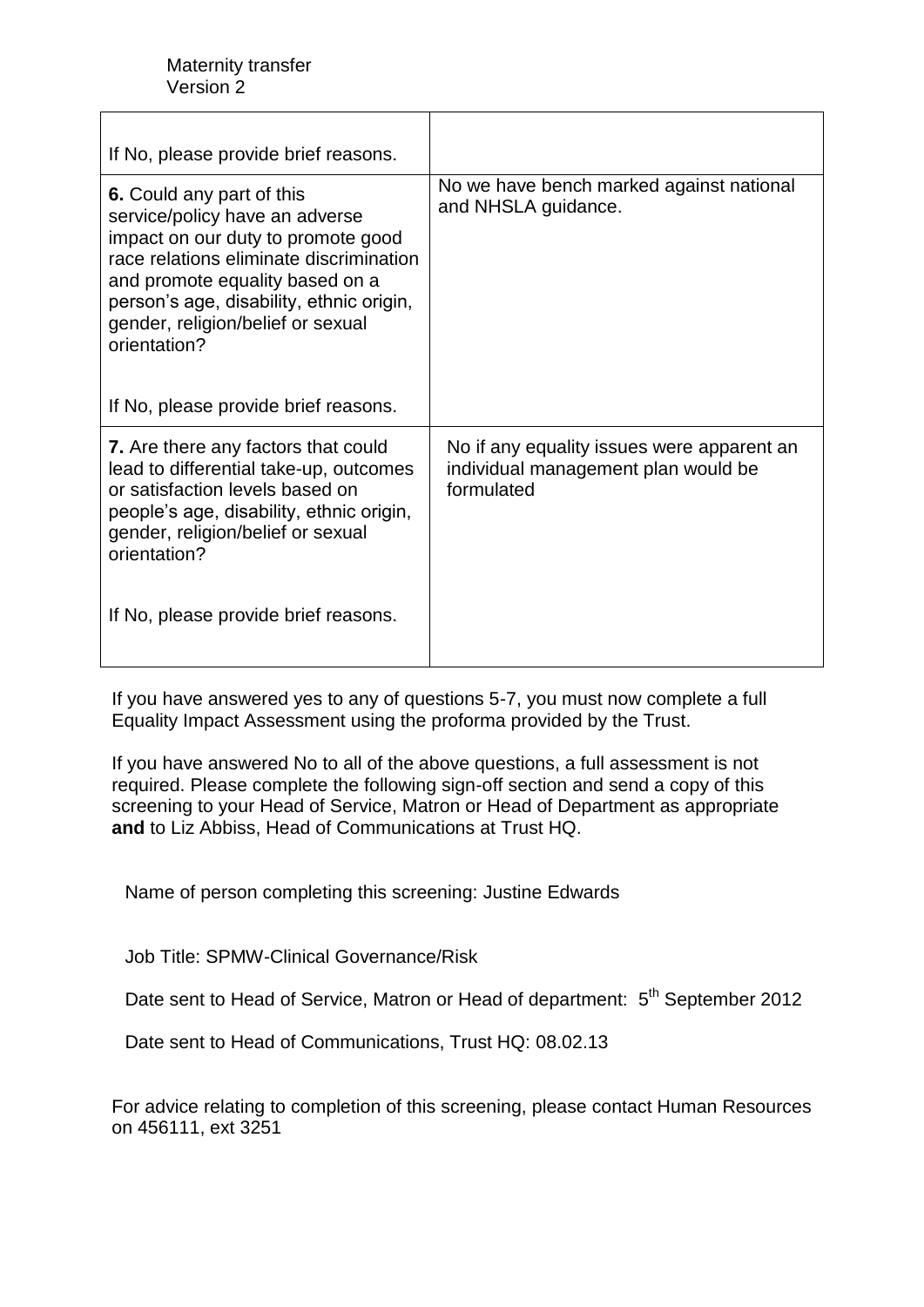| | |
|---|---|
| If No, please provide brief reasons. | |
| **6.** Could any part of this service/policy have an adverse impact on our duty to promote good race relations eliminate discrimination and promote equality based on a person's age, disability, ethnic origin, gender, religion/belief or sexual orientation?<br><br>If No, please provide brief reasons. | No we have bench marked against national and NHSLA guidance. |
| **7.** Are there any factors that could lead to differential take-up, outcomes or satisfaction levels based on people's age, disability, ethnic origin, gender, religion/belief or sexual orientation?<br><br>If No, please provide brief reasons. | No if any equality issues were apparent an individual management plan would be formulated |

If you have answered yes to any of questions 5-7, you must now complete a full Equality Impact Assessment using the proforma provided by the Trust.

If you have answered No to all of the above questions, a full assessment is not required. Please complete the following sign-off section and send a copy of this screening to your Head of Service, Matron or Head of Department as appropriate **and** to Liz Abbiss, Head of Communications at Trust HQ.

Name of person completing this screening: Justine Edwards

Job Title: SPMW-Clinical Governance/Risk

Date sent to Head of Service, Matron or Head of department: 5th September 2012

Date sent to Head of Communications, Trust HQ: 08.02.13

For advice relating to completion of this screening, please contact Human Resources on 456111, ext 3251